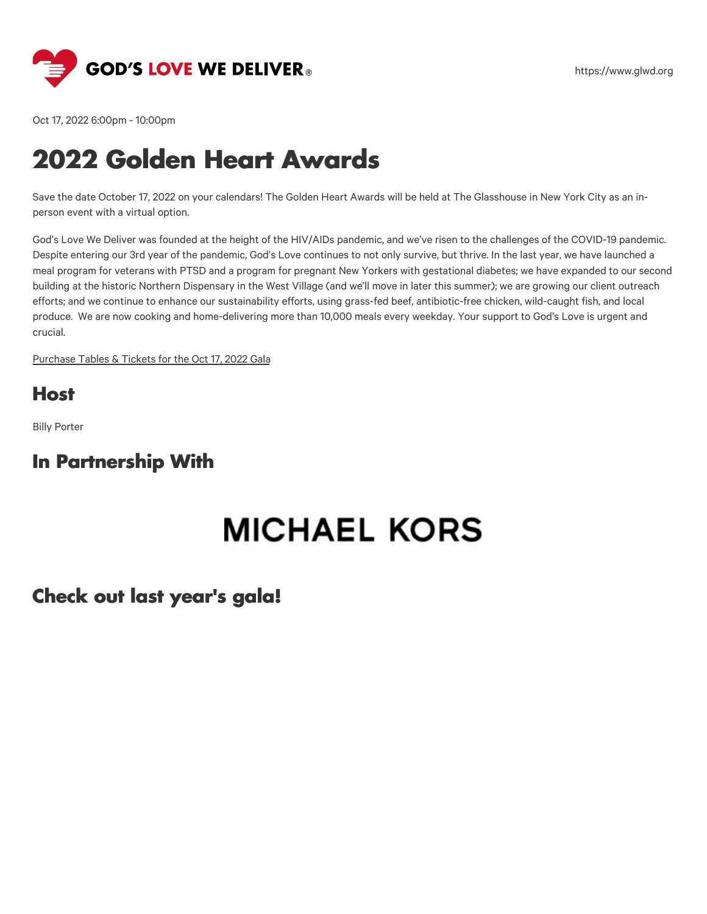GOD'S LOVE WE DELIVER®

https://www.glwd.org

Oct 17, 2022 6:00pm - 10:00pm

# 2022 Golden Heart Awards

Save the date October 17, 2022 on your calendars! The Golden Heart Awards will be held at The Glasshouse in New York City as an in-person event with a virtual option.

God's Love We Deliver was founded at the height of the HIV/AIDs pandemic, and we've risen to the challenges of the COVID-19 pandemic. Despite entering our 3rd year of the pandemic, God's Love continues to not only survive, but thrive. In the last year, we have launched a meal program for veterans with PTSD and a program for pregnant New Yorkers with gestational diabetes; we have expanded to our second building at the historic Northern Dispensary in the West Village (and we'll move in later this summer); we are growing our client outreach efforts; and we continue to enhance our sustainability efforts, using grass-fed beef, antibiotic-free chicken, wild-caught fish, and local produce. We are now cooking and home-delivering more than 10,000 meals every weekday. Your support to God's Love is urgent and crucial.

Purchase Tables & Tickets for the Oct 17, 2022 Gala

## Host

Billy Porter

## In Partnership With

MICHAEL KORS

## Check out last year's gala!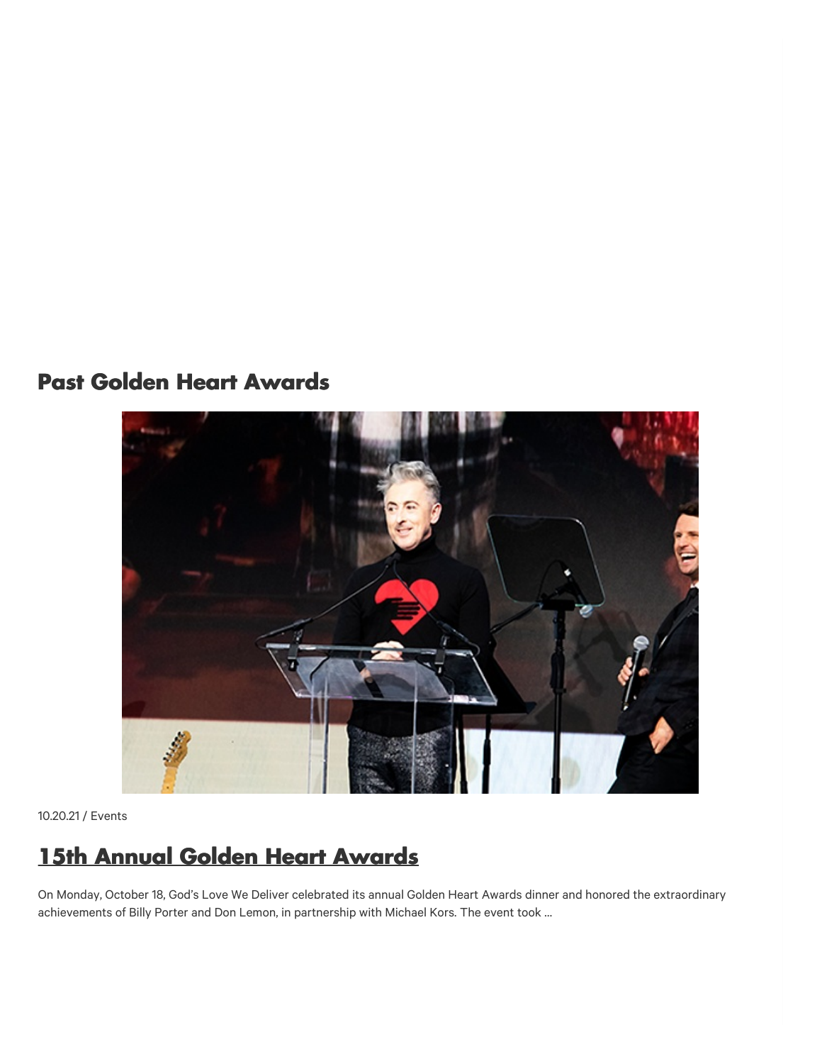## Past Golden Heart Awards

10.20.21 / Events

### 15th Annual Golden Heart Awards

On Monday, October 18, God's Love We Deliver celebrated its annual Golden Heart Awards dinner and honored the extraordinary achievements of Billy Porter and Don Lemon, in partnership with Michael Kors. The event took ...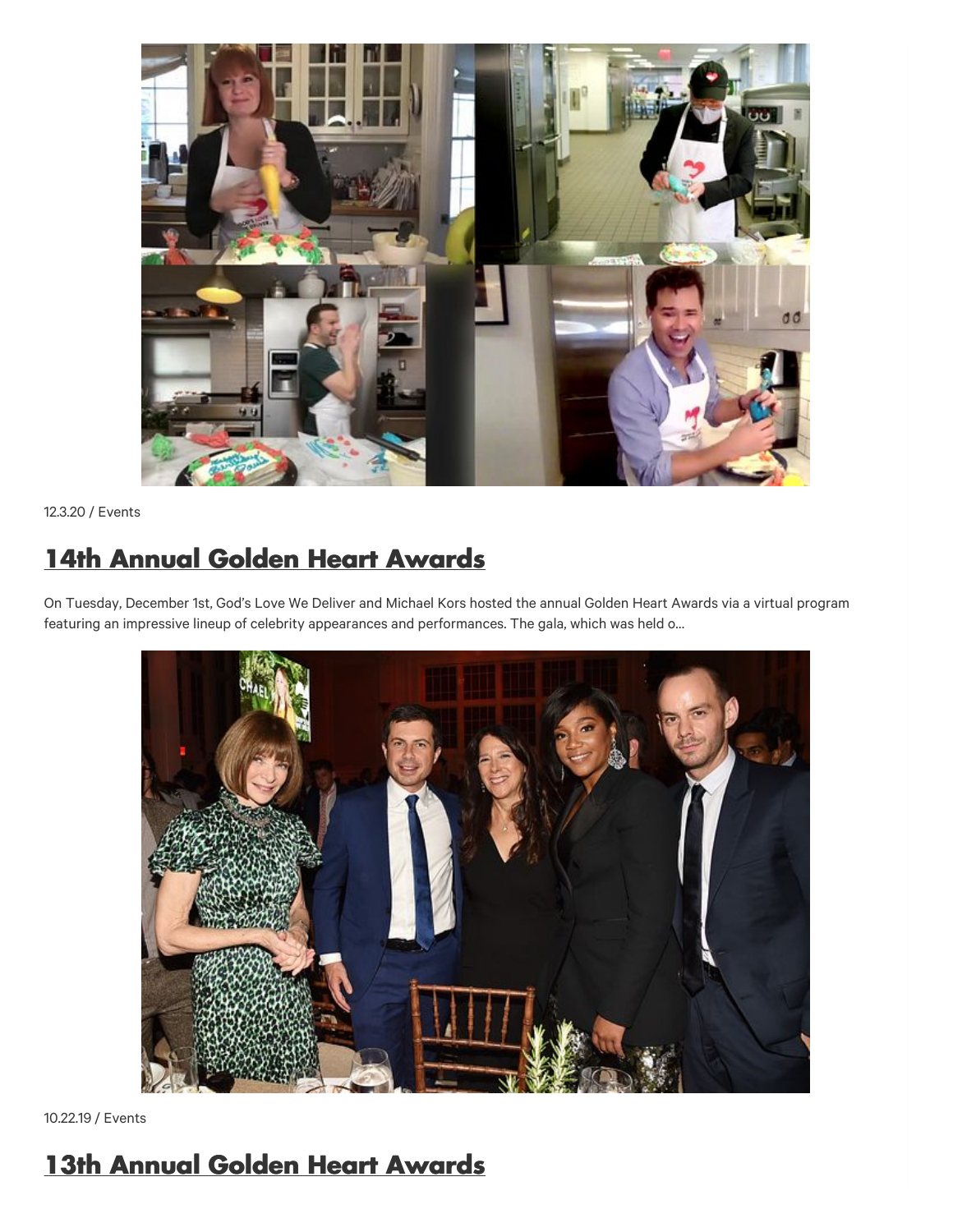12.3.20 / Events

## 14th Annual Golden Heart Awards

On Tuesday, December 1st, God's Love We Deliver and Michael Kors hosted the annual Golden Heart Awards via a virtual program featuring an impressive lineup of celebrity appearances and performances. The gala, which was held o...

10.22.19 / Events

## 13th Annual Golden Heart Awards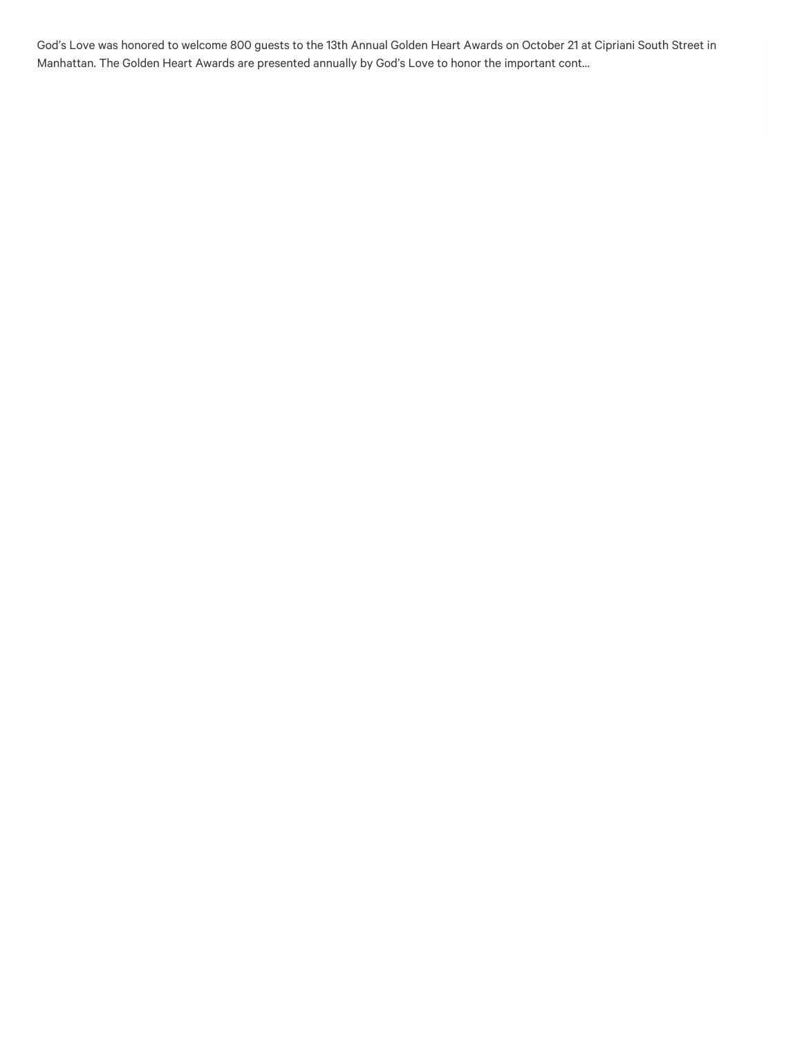God's Love was honored to welcome 800 guests to the 13th Annual Golden Heart Awards on October 21 at Cipriani South Street in Manhattan. The Golden Heart Awards are presented annually by God's Love to honor the important cont...